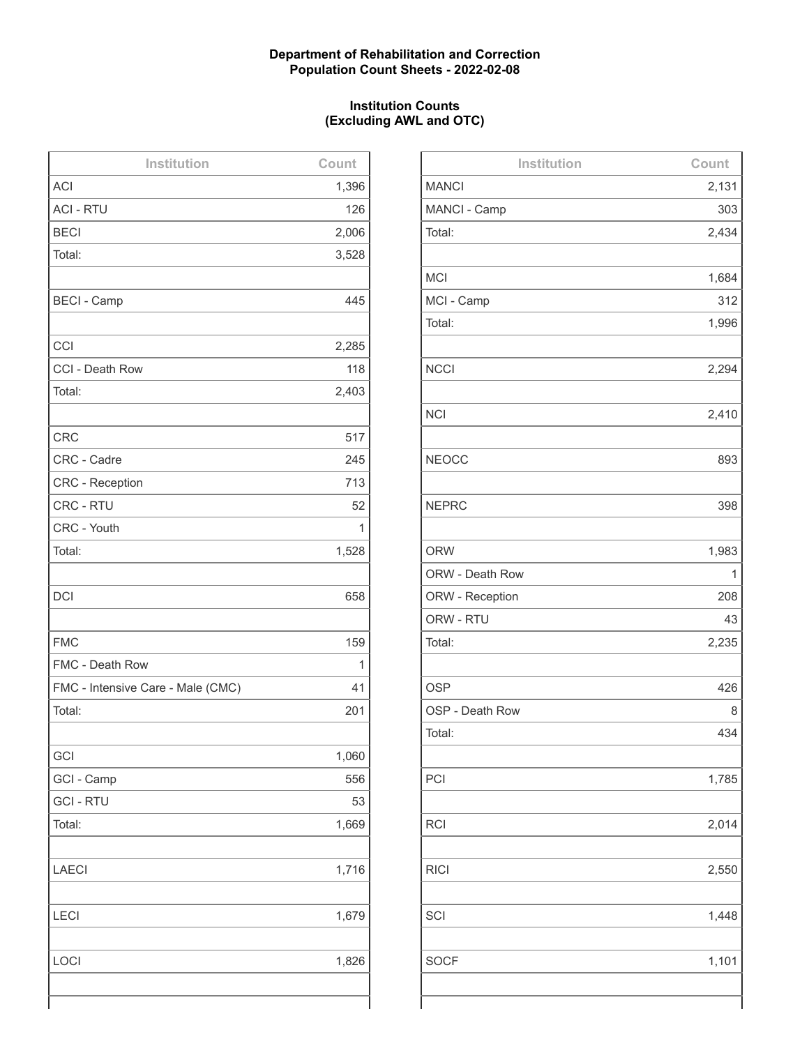**Department of Rehabilitation and Correction**
**Population Count Sheets - 2022-02-08**

**Institution Counts**
**(Excluding AWL and OTC)**

| Institution | Count |
|---|---|
| ACI | 1,396 |
| ACI - RTU | 126 |
| BECI | 2,006 |
| Total: | 3,528 |
| | |
| BECI - Camp | 445 |
| | |
| CCI | 2,285 |
| CCI - Death Row | 118 |
| Total: | 2,403 |
| | |
| CRC | 517 |
| CRC - Cadre | 245 |
| CRC - Reception | 713 |
| CRC - RTU | 52 |
| CRC - Youth | 1 |
| Total: | 1,528 |
| | |
| DCI | 658 |
| | |
| FMC | 159 |
| FMC - Death Row | 1 |
| FMC - Intensive Care - Male (CMC) | 41 |
| Total: | 201 |
| | |
| GCI | 1,060 |
| GCI - Camp | 556 |
| GCI - RTU | 53 |
| Total: | 1,669 |
| | |
| LAECI | 1,716 |
| | |
| LECI | 1,679 |
| | |
| LOCI | 1,826 |

| Institution | Count |
|---|---|
| MANCI | 2,131 |
| MANCI - Camp | 303 |
| Total: | 2,434 |
| | |
| MCI | 1,684 |
| MCI - Camp | 312 |
| Total: | 1,996 |
| | |
| NCCI | 2,294 |
| | |
| NCI | 2,410 |
| | |
| NEOCC | 893 |
| | |
| NEPRC | 398 |
| | |
| ORW | 1,983 |
| ORW - Death Row | 1 |
| ORW - Reception | 208 |
| ORW - RTU | 43 |
| Total: | 2,235 |
| | |
| OSP | 426 |
| OSP - Death Row | 8 |
| Total: | 434 |
| | |
| PCI | 1,785 |
| | |
| RCI | 2,014 |
| | |
| RICI | 2,550 |
| | |
| SCI | 1,448 |
| | |
| SOCF | 1,101 |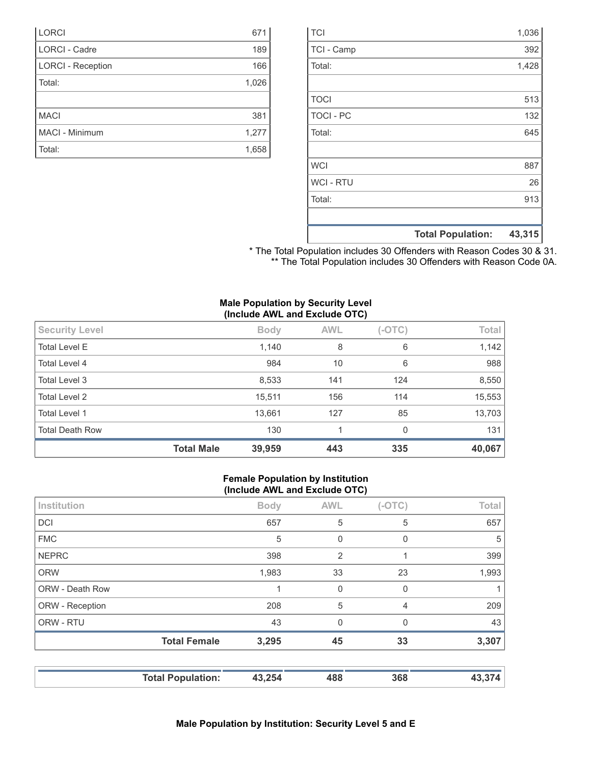| | |
|---|---|
| LORCI | 671 |
| LORCI - Cadre | 189 |
| LORCI - Reception | 166 |
| Total: | 1,026 |
| | |
| MACI | 381 |
| MACI - Minimum | 1,277 |
| Total: | 1,658 |

| | |
|---|---|
| TCI | 1,036 |
| TCI - Camp | 392 |
| Total: | 1,428 |
| | |
| TOCI | 513 |
| TOCI - PC | 132 |
| Total: | 645 |
| | |
| WCI | 887 |
| WCI - RTU | 26 |
| Total: | 913 |
| | |
| **Total Population:** | **43,315** |

\* The Total Population includes 30 Offenders with Reason Codes 30 & 31.
\*\* The Total Population includes 30 Offenders with Reason Code 0A.

**Male Population by Security Level (Include AWL and Exclude OTC)**

| Security Level | Body | AWL | (-OTC) | Total |
|---|---|---|---|---|
| Total Level E | 1,140 | 8 | 6 | 1,142 |
| Total Level 4 | 984 | 10 | 6 | 988 |
| Total Level 3 | 8,533 | 141 | 124 | 8,550 |
| Total Level 2 | 15,511 | 156 | 114 | 15,553 |
| Total Level 1 | 13,661 | 127 | 85 | 13,703 |
| Total Death Row | 130 | 1 | 0 | 131 |
| **Total Male** | **39,959** | **443** | **335** | **40,067** |

**Female Population by Institution (Include AWL and Exclude OTC)**

| Institution | Body | AWL | (-OTC) | Total |
|---|---|---|---|---|
| DCI | 657 | 5 | 5 | 657 |
| FMC | 5 | 0 | 0 | 5 |
| NEPRC | 398 | 2 | 1 | 399 |
| ORW | 1,983 | 33 | 23 | 1,993 |
| ORW - Death Row | 1 | 0 | 0 | 1 |
| ORW - Reception | 208 | 5 | 4 | 209 |
| ORW - RTU | 43 | 0 | 0 | 43 |
| **Total Female** | **3,295** | **45** | **33** | **3,307** |

| | | | | |
|---|---|---|---|---|
| **Total Population:** | **43,254** | **488** | **368** | **43,374** |

**Male Population by Institution: Security Level 5 and E**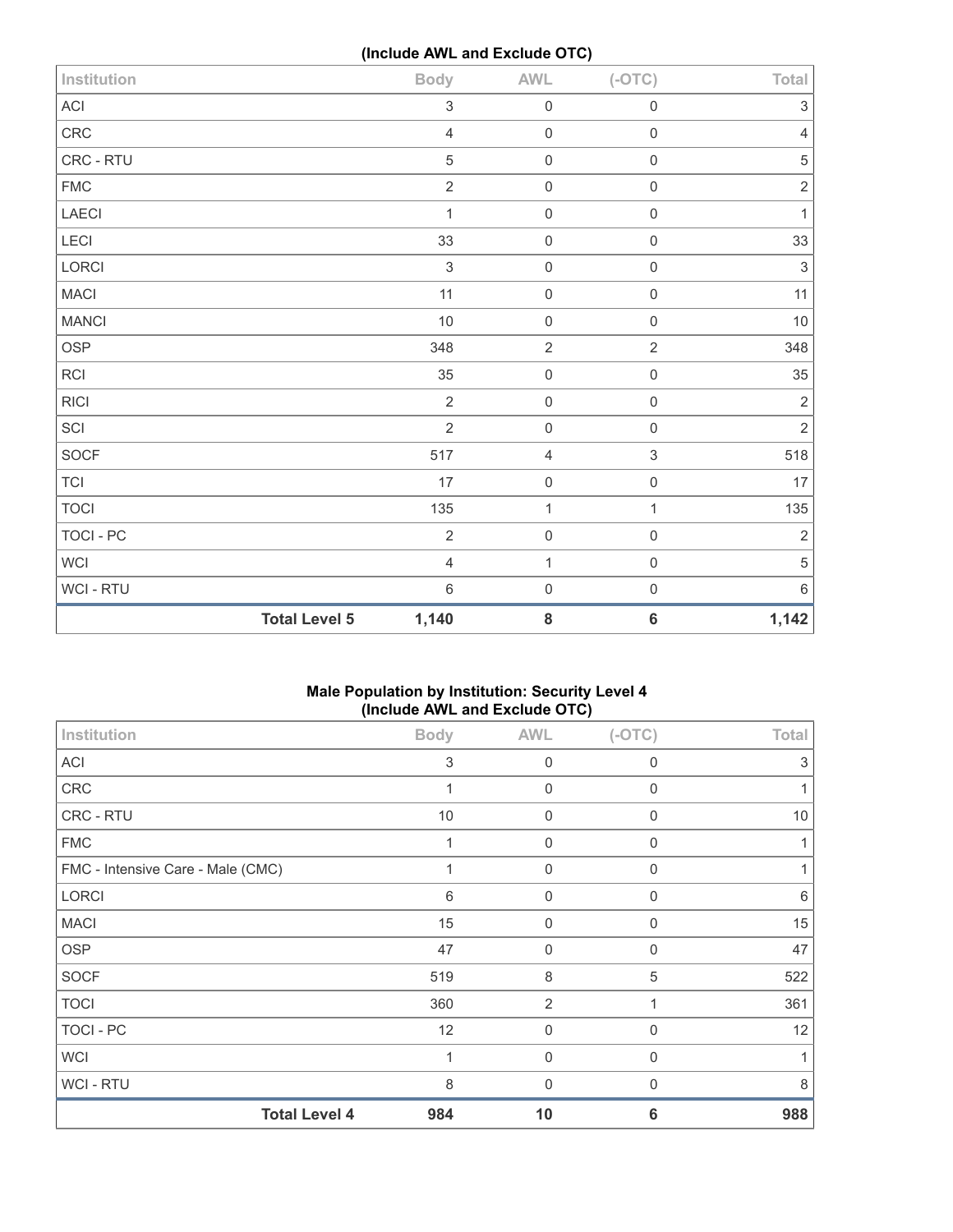(Include AWL and Exclude OTC)

| Institution | Body | AWL | (-OTC) | Total |
|---|---|---|---|---|
| ACI | 3 | 0 | 0 | 3 |
| CRC | 4 | 0 | 0 | 4 |
| CRC - RTU | 5 | 0 | 0 | 5 |
| FMC | 2 | 0 | 0 | 2 |
| LAECI | 1 | 0 | 0 | 1 |
| LECI | 33 | 0 | 0 | 33 |
| LORCI | 3 | 0 | 0 | 3 |
| MACI | 11 | 0 | 0 | 11 |
| MANCI | 10 | 0 | 0 | 10 |
| OSP | 348 | 2 | 2 | 348 |
| RCI | 35 | 0 | 0 | 35 |
| RICI | 2 | 0 | 0 | 2 |
| SCI | 2 | 0 | 0 | 2 |
| SOCF | 517 | 4 | 3 | 518 |
| TCI | 17 | 0 | 0 | 17 |
| TOCI | 135 | 1 | 1 | 135 |
| TOCI - PC | 2 | 0 | 0 | 2 |
| WCI | 4 | 1 | 0 | 5 |
| WCI - RTU | 6 | 0 | 0 | 6 |
| **Total Level 5** | **1,140** | **8** | **6** | **1,142** |

### Male Population by Institution: Security Level 4 (Include AWL and Exclude OTC)

| Institution | Body | AWL | (-OTC) | Total |
|---|---|---|---|---|
| ACI | 3 | 0 | 0 | 3 |
| CRC | 1 | 0 | 0 | 1 |
| CRC - RTU | 10 | 0 | 0 | 10 |
| FMC | 1 | 0 | 0 | 1 |
| FMC - Intensive Care - Male (CMC) | 1 | 0 | 0 | 1 |
| LORCI | 6 | 0 | 0 | 6 |
| MACI | 15 | 0 | 0 | 15 |
| OSP | 47 | 0 | 0 | 47 |
| SOCF | 519 | 8 | 5 | 522 |
| TOCI | 360 | 2 | 1 | 361 |
| TOCI - PC | 12 | 0 | 0 | 12 |
| WCI | 1 | 0 | 0 | 1 |
| WCI - RTU | 8 | 0 | 0 | 8 |
| **Total Level 4** | **984** | **10** | **6** | **988** |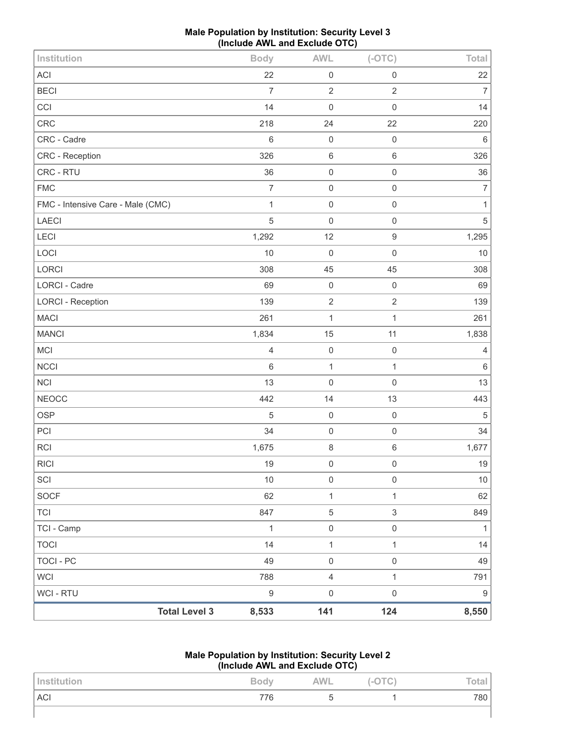## Male Population by Institution: Security Level 3 (Include AWL and Exclude OTC)

| Institution | Body | AWL | (-OTC) | Total |
|---|---|---|---|---|
| ACI | 22 | 0 | 0 | 22 |
| BECI | 7 | 2 | 2 | 7 |
| CCI | 14 | 0 | 0 | 14 |
| CRC | 218 | 24 | 22 | 220 |
| CRC - Cadre | 6 | 0 | 0 | 6 |
| CRC - Reception | 326 | 6 | 6 | 326 |
| CRC - RTU | 36 | 0 | 0 | 36 |
| FMC | 7 | 0 | 0 | 7 |
| FMC - Intensive Care - Male (CMC) | 1 | 0 | 0 | 1 |
| LAECI | 5 | 0 | 0 | 5 |
| LECI | 1,292 | 12 | 9 | 1,295 |
| LOCI | 10 | 0 | 0 | 10 |
| LORCI | 308 | 45 | 45 | 308 |
| LORCI - Cadre | 69 | 0 | 0 | 69 |
| LORCI - Reception | 139 | 2 | 2 | 139 |
| MACI | 261 | 1 | 1 | 261 |
| MANCI | 1,834 | 15 | 11 | 1,838 |
| MCI | 4 | 0 | 0 | 4 |
| NCCI | 6 | 1 | 1 | 6 |
| NCI | 13 | 0 | 0 | 13 |
| NEOCC | 442 | 14 | 13 | 443 |
| OSP | 5 | 0 | 0 | 5 |
| PCI | 34 | 0 | 0 | 34 |
| RCI | 1,675 | 8 | 6 | 1,677 |
| RICI | 19 | 0 | 0 | 19 |
| SCI | 10 | 0 | 0 | 10 |
| SOCF | 62 | 1 | 1 | 62 |
| TCI | 847 | 5 | 3 | 849 |
| TCI - Camp | 1 | 0 | 0 | 1 |
| TOCI | 14 | 1 | 1 | 14 |
| TOCI - PC | 49 | 0 | 0 | 49 |
| WCI | 788 | 4 | 1 | 791 |
| WCI - RTU | 9 | 0 | 0 | 9 |
| **Total Level 3** | **8,533** | **141** | **124** | **8,550** |

## Male Population by Institution: Security Level 2 (Include AWL and Exclude OTC)

| Institution | Body | AWL | (-OTC) | Total |
|---|---|---|---|---|
| ACI | 776 | 5 | 1 | 780 |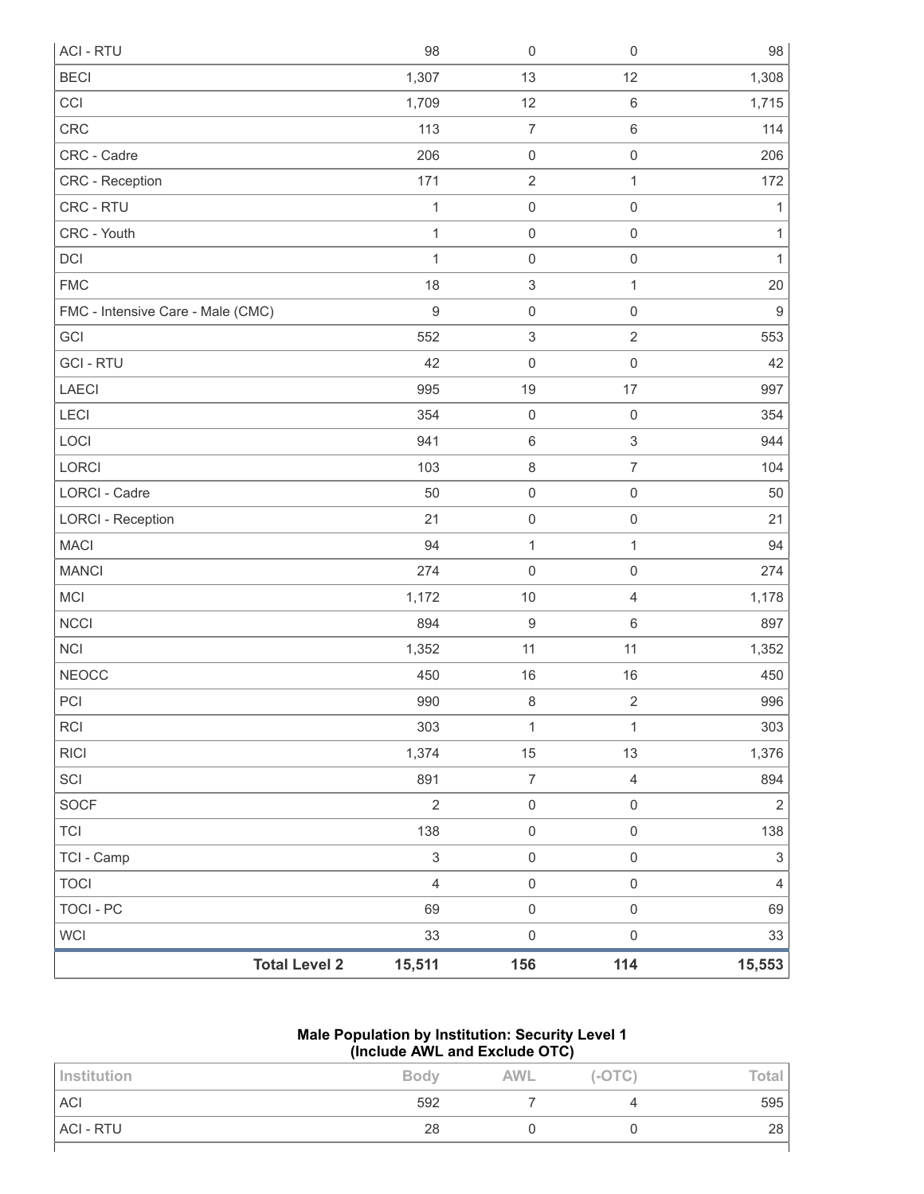| | Body | AWL | (-OTC) | Total |
|---|---|---|---|---|
| ACI - RTU | 98 | 0 | 0 | 98 |
| BECI | 1,307 | 13 | 12 | 1,308 |
| CCI | 1,709 | 12 | 6 | 1,715 |
| CRC | 113 | 7 | 6 | 114 |
| CRC - Cadre | 206 | 0 | 0 | 206 |
| CRC - Reception | 171 | 2 | 1 | 172 |
| CRC - RTU | 1 | 0 | 0 | 1 |
| CRC - Youth | 1 | 0 | 0 | 1 |
| DCI | 1 | 0 | 0 | 1 |
| FMC | 18 | 3 | 1 | 20 |
| FMC - Intensive Care - Male (CMC) | 9 | 0 | 0 | 9 |
| GCI | 552 | 3 | 2 | 553 |
| GCI - RTU | 42 | 0 | 0 | 42 |
| LAECI | 995 | 19 | 17 | 997 |
| LECI | 354 | 0 | 0 | 354 |
| LOCI | 941 | 6 | 3 | 944 |
| LORCI | 103 | 8 | 7 | 104 |
| LORCI - Cadre | 50 | 0 | 0 | 50 |
| LORCI - Reception | 21 | 0 | 0 | 21 |
| MACI | 94 | 1 | 1 | 94 |
| MANCI | 274 | 0 | 0 | 274 |
| MCI | 1,172 | 10 | 4 | 1,178 |
| NCCI | 894 | 9 | 6 | 897 |
| NCI | 1,352 | 11 | 11 | 1,352 |
| NEOCC | 450 | 16 | 16 | 450 |
| PCI | 990 | 8 | 2 | 996 |
| RCI | 303 | 1 | 1 | 303 |
| RICI | 1,374 | 15 | 13 | 1,376 |
| SCI | 891 | 7 | 4 | 894 |
| SOCF | 2 | 0 | 0 | 2 |
| TCI | 138 | 0 | 0 | 138 |
| TCI - Camp | 3 | 0 | 0 | 3 |
| TOCI | 4 | 0 | 0 | 4 |
| TOCI - PC | 69 | 0 | 0 | 69 |
| WCI | 33 | 0 | 0 | 33 |
| **Total Level 2** | **15,511** | **156** | **114** | **15,553** |

**Male Population by Institution: Security Level 1**
**(Include AWL and Exclude OTC)**

| Institution | Body | AWL | (-OTC) | Total |
|---|---|---|---|---|
| ACI | 592 | 7 | 4 | 595 |
| ACI - RTU | 28 | 0 | 0 | 28 |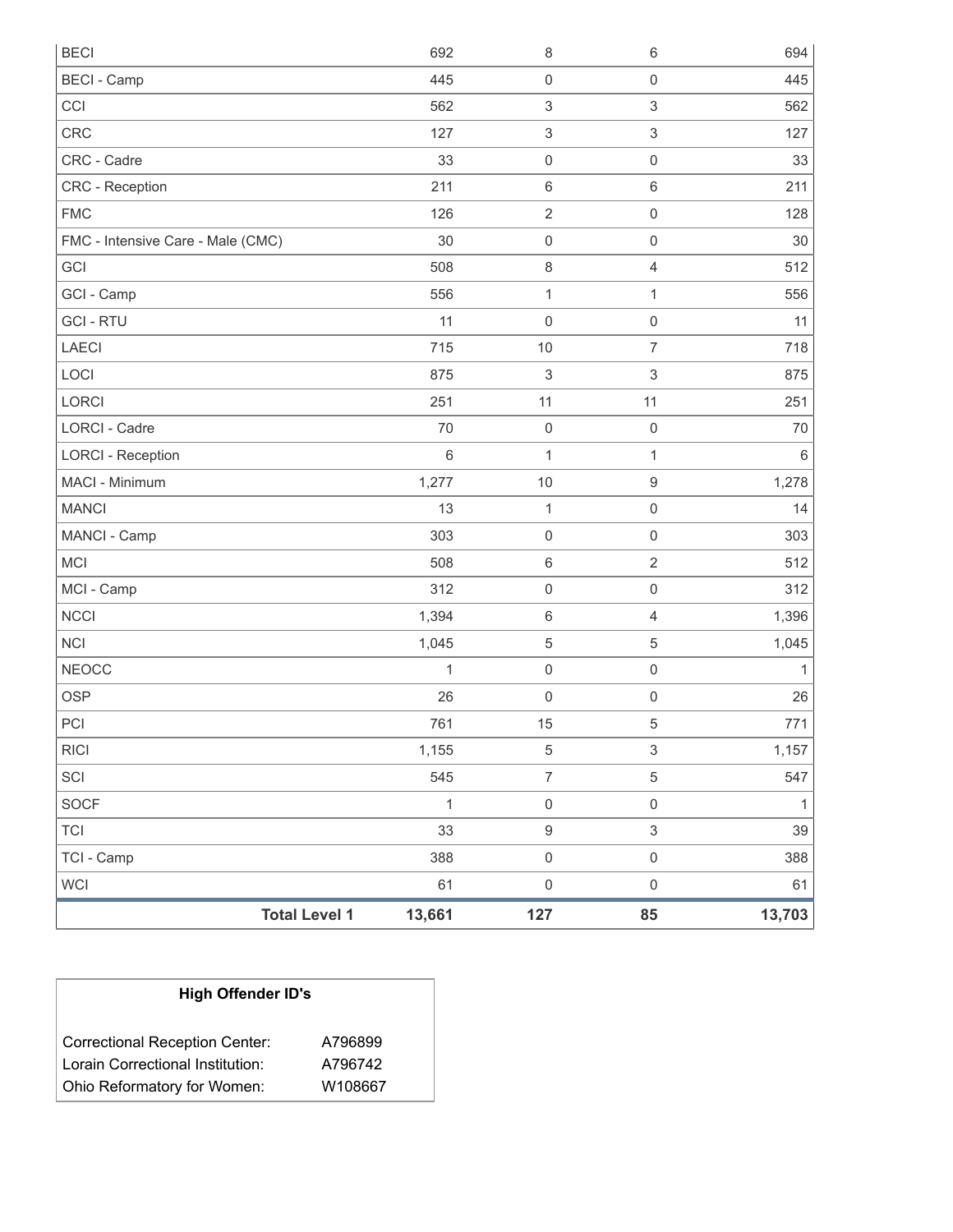| | | | | |
|---|---|---|---|---|
| BECI | 692 | 8 | 6 | 694 |
| BECI - Camp | 445 | 0 | 0 | 445 |
| CCI | 562 | 3 | 3 | 562 |
| CRC | 127 | 3 | 3 | 127 |
| CRC - Cadre | 33 | 0 | 0 | 33 |
| CRC - Reception | 211 | 6 | 6 | 211 |
| FMC | 126 | 2 | 0 | 128 |
| FMC - Intensive Care - Male (CMC) | 30 | 0 | 0 | 30 |
| GCI | 508 | 8 | 4 | 512 |
| GCI - Camp | 556 | 1 | 1 | 556 |
| GCI - RTU | 11 | 0 | 0 | 11 |
| LAECI | 715 | 10 | 7 | 718 |
| LOCI | 875 | 3 | 3 | 875 |
| LORCI | 251 | 11 | 11 | 251 |
| LORCI - Cadre | 70 | 0 | 0 | 70 |
| LORCI - Reception | 6 | 1 | 1 | 6 |
| MACI - Minimum | 1,277 | 10 | 9 | 1,278 |
| MANCI | 13 | 1 | 0 | 14 |
| MANCI - Camp | 303 | 0 | 0 | 303 |
| MCI | 508 | 6 | 2 | 512 |
| MCI - Camp | 312 | 0 | 0 | 312 |
| NCCI | 1,394 | 6 | 4 | 1,396 |
| NCI | 1,045 | 5 | 5 | 1,045 |
| NEOCC | 1 | 0 | 0 | 1 |
| OSP | 26 | 0 | 0 | 26 |
| PCI | 761 | 15 | 5 | 771 |
| RICI | 1,155 | 5 | 3 | 1,157 |
| SCI | 545 | 7 | 5 | 547 |
| SOCF | 1 | 0 | 0 | 1 |
| TCI | 33 | 9 | 3 | 39 |
| TCI - Camp | 388 | 0 | 0 | 388 |
| WCI | 61 | 0 | 0 | 61 |
| **Total Level 1** | **13,661** | **127** | **85** | **13,703** |

| High Offender ID's | |
|---|---|
| Correctional Reception Center: | A796899 |
| Lorain Correctional Institution: | A796742 |
| Ohio Reformatory for Women: | W108667 |